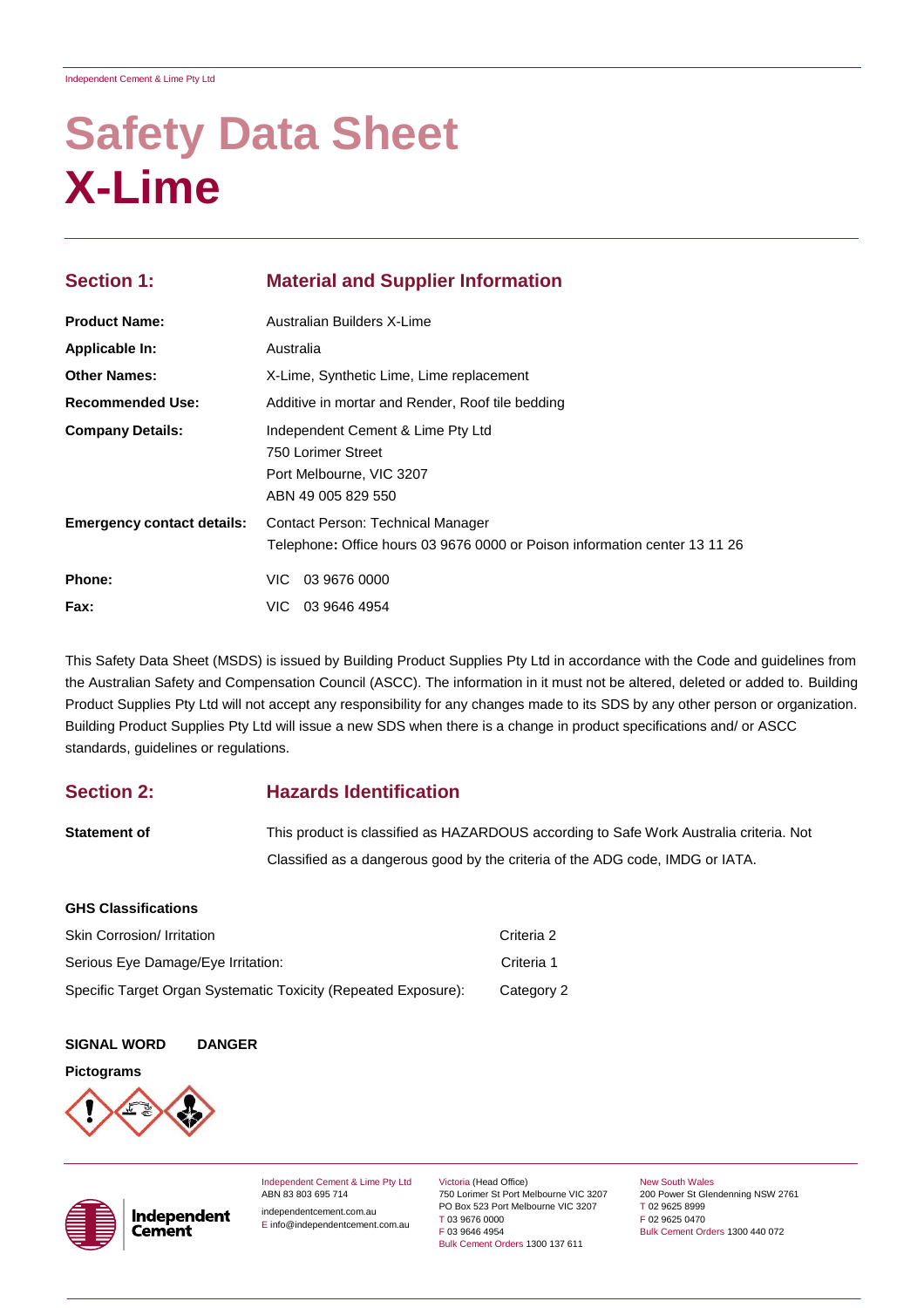# Safety Data Sheet
# X-Lime

## Section 1: Material and Supplier Information

| | |
|---|---|
| **Product Name:** | Australian Builders X-Lime |
| **Applicable In:** | Australia |
| **Other Names:** | X-Lime, Synthetic Lime, Lime replacement |
| **Recommended Use:** | Additive in mortar and Render, Roof tile bedding |
| **Company Details:** | Independent Cement & Lime Pty Ltd<br>750 Lorimer Street<br>Port Melbourne, VIC 3207<br>ABN 49 005 829 550 |
| **Emergency contact details:** | Contact Person: Technical Manager<br>Telephone**:** Office hours 03 9676 0000 or Poison information center 13 11 26 |
| **Phone:** | VIC 03 9676 0000 |
| **Fax:** | VIC 03 9646 4954 |

This Safety Data Sheet (MSDS) is issued by Building Product Supplies Pty Ltd in accordance with the Code and guidelines from the Australian Safety and Compensation Council (ASCC). The information in it must not be altered, deleted or added to. Building Product Supplies Pty Ltd will not accept any responsibility for any changes made to its SDS by any other person or organization. Building Product Supplies Pty Ltd will issue a new SDS when there is a change in product specifications and/ or ASCC standards, guidelines or regulations.

## Section 2: Hazards Identification

**Statement of** This product is classified as HAZARDOUS according to Safe Work Australia criteria. Not Classified as a dangerous good by the criteria of the ADG code, IMDG or IATA.

**GHS Classifications**

| | |
|---|---|
| Skin Corrosion/ Irritation | Criteria 2 |
| Serious Eye Damage/Eye Irritation: | Criteria 1 |
| Specific Target Organ Systematic Toxicity (Repeated Exposure): | Category 2 |

**SIGNAL WORD** **DANGER**

**Pictograms**

Independent Cement & Lime Pty Ltd
ABN 83 803 695 714
independentcement.com.au
E info@independentcement.com.au

Victoria (Head Office)
750 Lorimer St Port Melbourne VIC 3207
PO Box 523 Port Melbourne VIC 3207
T 03 9676 0000
F 03 9646 4954
Bulk Cement Orders 1300 137 611

New South Wales
200 Power St Glendenning NSW 2761
T 02 9625 8999
F 02 9625 0470
Bulk Cement Orders 1300 440 072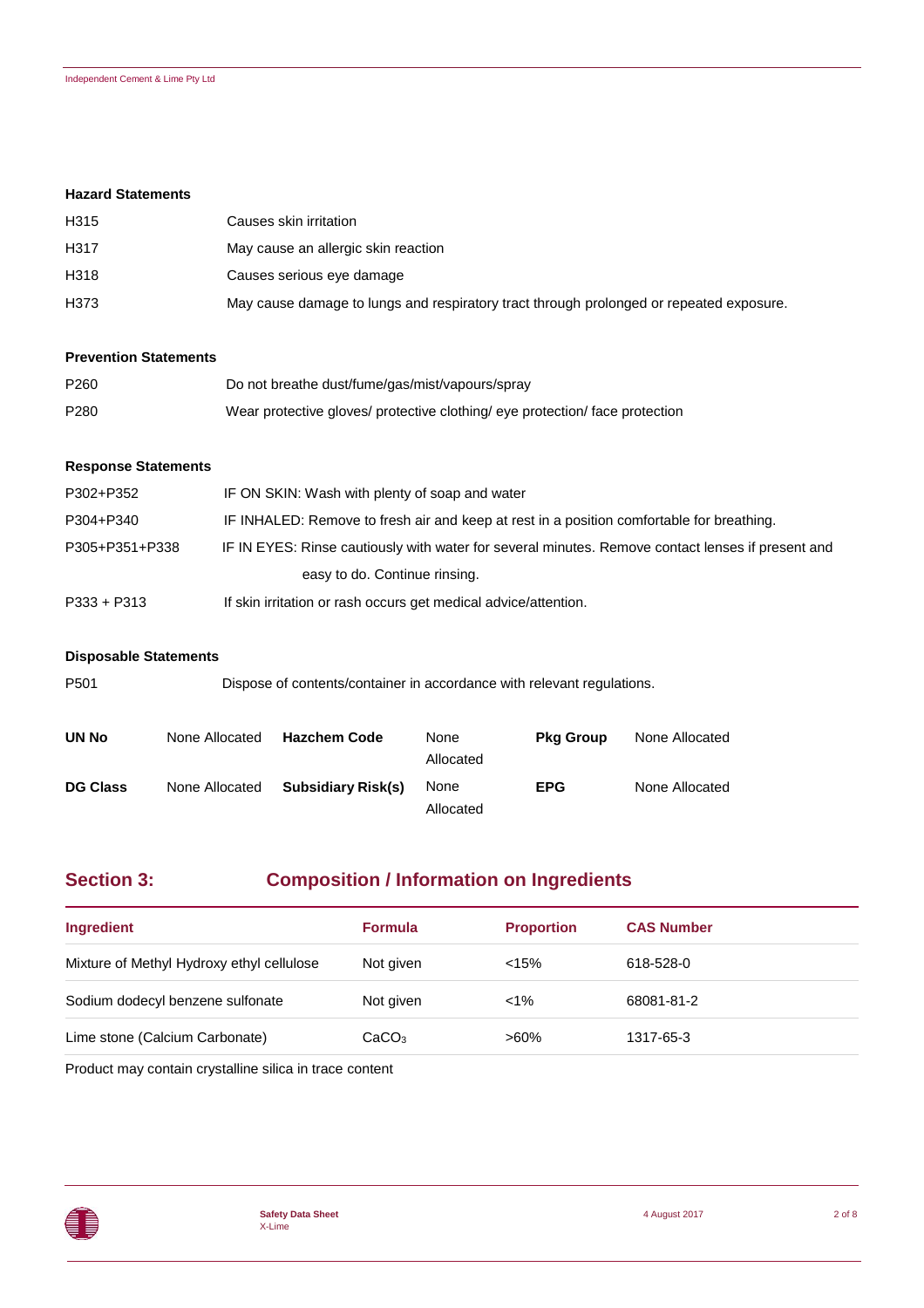**Hazard Statements**

| | |
|---|---|
| H315 | Causes skin irritation |
| H317 | May cause an allergic skin reaction |
| H318 | Causes serious eye damage |
| H373 | May cause damage to lungs and respiratory tract through prolonged or repeated exposure. |

**Prevention Statements**

| | |
|---|---|
| P260 | Do not breathe dust/fume/gas/mist/vapours/spray |
| P280 | Wear protective gloves/ protective clothing/ eye protection/ face protection |

**Response Statements**

| | |
|---|---|
| P302+P352 | IF ON SKIN: Wash with plenty of soap and water |
| P304+P340 | IF INHALED: Remove to fresh air and keep at rest in a position comfortable for breathing. |
| P305+P351+P338 | IF IN EYES: Rinse cautiously with water for several minutes. Remove contact lenses if present and easy to do. Continue rinsing. |
| P333 + P313 | If skin irritation or rash occurs get medical advice/attention. |

**Disposable Statements**

| | |
|---|---|
| P501 | Dispose of contents/container in accordance with relevant regulations. |

| | | | | | |
|---|---|---|---|---|---|
| **UN No** | None Allocated | **Hazchem Code** | None Allocated | **Pkg Group** | None Allocated |
| **DG Class** | None Allocated | **Subsidiary Risk(s)** | None Allocated | **EPG** | None Allocated |

## Section 3: Composition / Information on Ingredients

| Ingredient | Formula | Proportion | CAS Number |
|---|---|---|---|
| Mixture of Methyl Hydroxy ethyl cellulose | Not given | <15% | 618-528-0 |
| Sodium dodecyl benzene sulfonate | Not given | <1% | 68081-81-2 |
| Lime stone (Calcium Carbonate) | $CaCO_3$ | >60% | 1317-65-3 |

Product may contain crystalline silica in trace content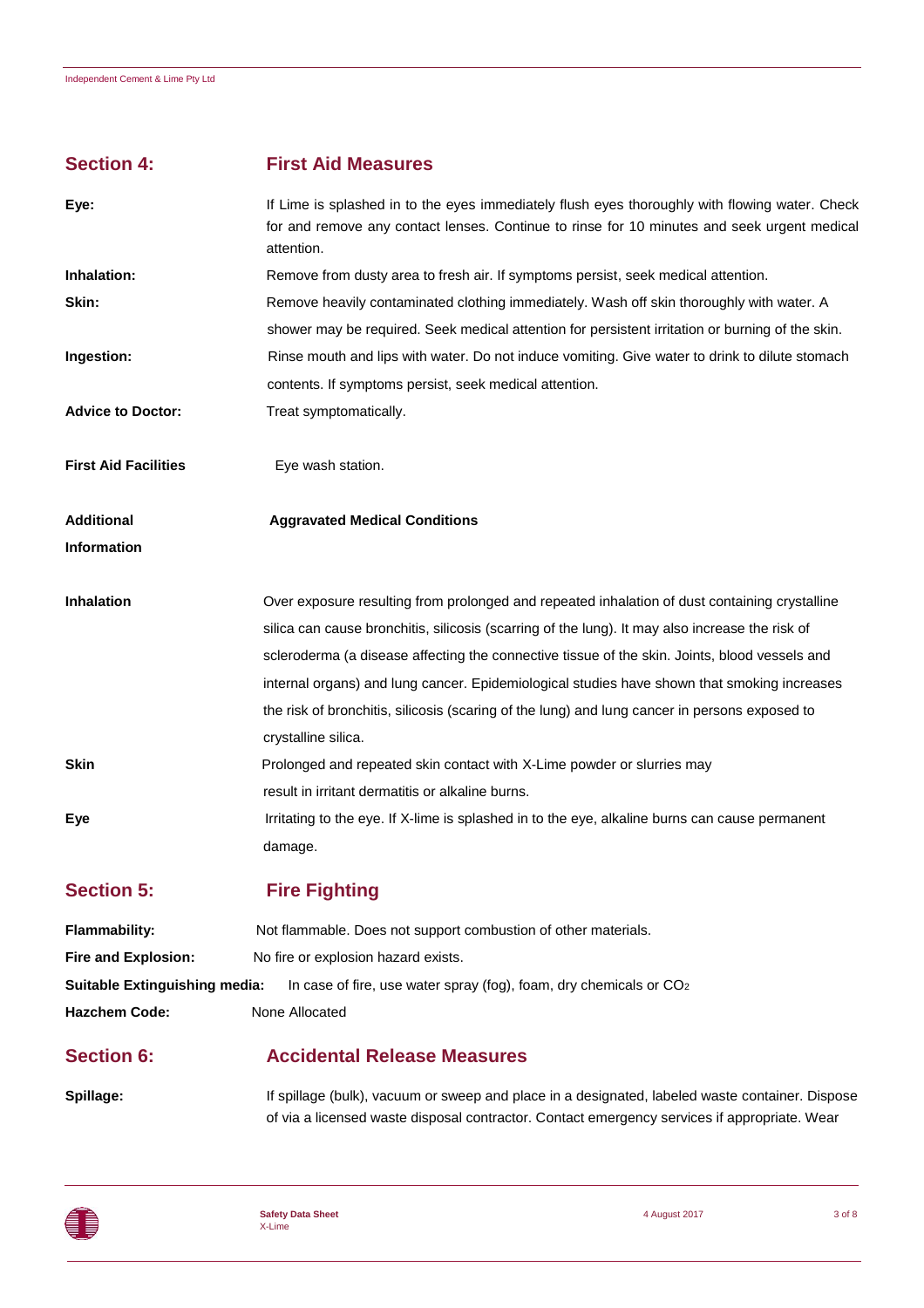## Section 4: First Aid Measures

**Eye:** If Lime is splashed in to the eyes immediately flush eyes thoroughly with flowing water. Check for and remove any contact lenses. Continue to rinse for 10 minutes and seek urgent medical attention.

**Inhalation:** Remove from dusty area to fresh air. If symptoms persist, seek medical attention.

**Skin:** Remove heavily contaminated clothing immediately. Wash off skin thoroughly with water. A shower may be required. Seek medical attention for persistent irritation or burning of the skin.

**Ingestion:** Rinse mouth and lips with water. Do not induce vomiting. Give water to drink to dilute stomach contents. If symptoms persist, seek medical attention.

**Advice to Doctor:** Treat symptomatically.

**First Aid Facilities** Eye wash station.

**Additional Information** **Aggravated Medical Conditions**

**Inhalation** Over exposure resulting from prolonged and repeated inhalation of dust containing crystalline silica can cause bronchitis, silicosis (scarring of the lung). It may also increase the risk of scleroderma (a disease affecting the connective tissue of the skin. Joints, blood vessels and internal organs) and lung cancer. Epidemiological studies have shown that smoking increases the risk of bronchitis, silicosis (scaring of the lung) and lung cancer in persons exposed to crystalline silica.

**Skin** Prolonged and repeated skin contact with X-Lime powder or slurries may result in irritant dermatitis or alkaline burns.

**Eye** Irritating to the eye. If X-lime is splashed in to the eye, alkaline burns can cause permanent damage.

## Section 5: Fire Fighting

**Flammability:** Not flammable. Does not support combustion of other materials.

**Fire and Explosion:** No fire or explosion hazard exists.

**Suitable Extinguishing media:** In case of fire, use water spray (fog), foam, dry chemicals or $CO_2$

**Hazchem Code:** None Allocated

## Section 6: Accidental Release Measures

**Spillage:** If spillage (bulk), vacuum or sweep and place in a designated, labeled waste container. Dispose of via a licensed waste disposal contractor. Contact emergency services if appropriate. Wear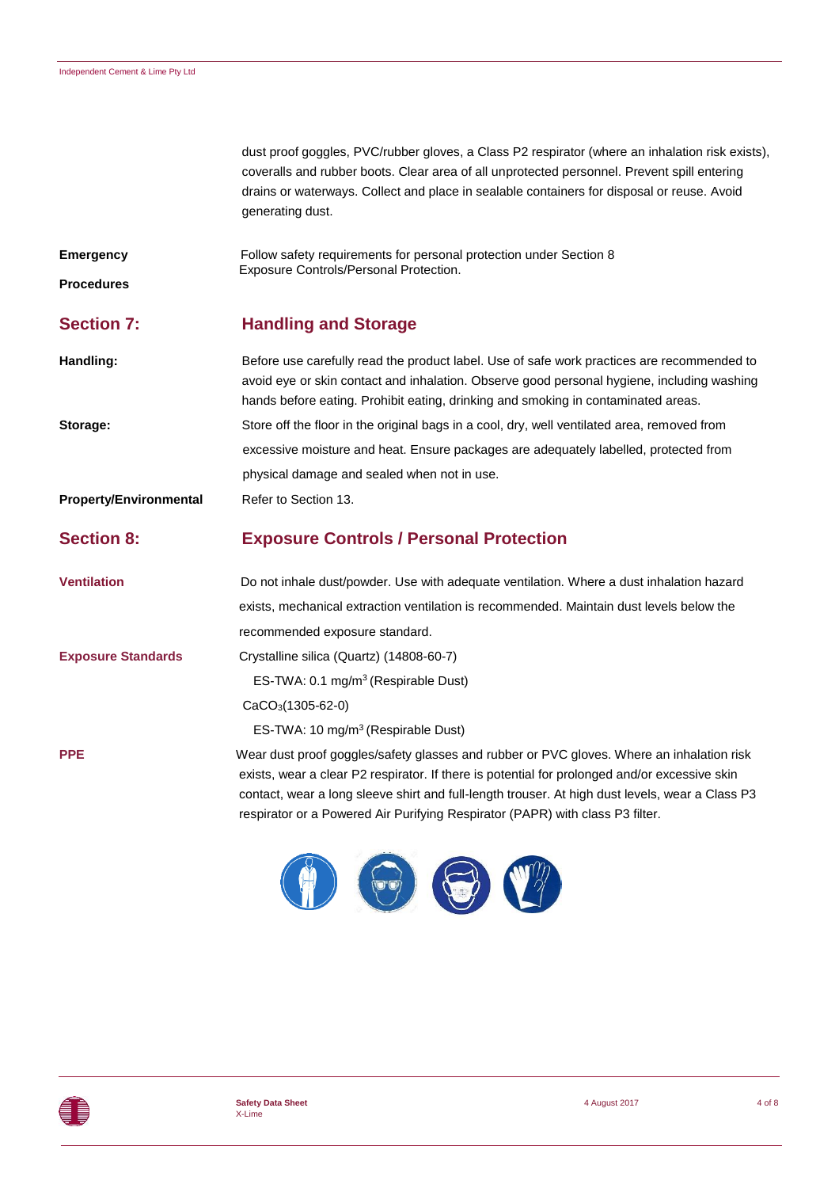dust proof goggles, PVC/rubber gloves, a Class P2 respirator (where an inhalation risk exists), coveralls and rubber boots. Clear area of all unprotected personnel. Prevent spill entering drains or waterways. Collect and place in sealable containers for disposal or reuse. Avoid generating dust.

**Emergency Procedures**

Follow safety requirements for personal protection under Section 8 Exposure Controls/Personal Protection.

## Section 7: Handling and Storage

**Handling:**

Before use carefully read the product label. Use of safe work practices are recommended to avoid eye or skin contact and inhalation. Observe good personal hygiene, including washing hands before eating. Prohibit eating, drinking and smoking in contaminated areas.

**Storage:**

Store off the floor in the original bags in a cool, dry, well ventilated area, removed from excessive moisture and heat. Ensure packages are adequately labelled, protected from physical damage and sealed when not in use.

**Property/Environmental**

Refer to Section 13.

## Section 8: Exposure Controls / Personal Protection

**Ventilation**

Do not inhale dust/powder. Use with adequate ventilation. Where a dust inhalation hazard exists, mechanical extraction ventilation is recommended. Maintain dust levels below the recommended exposure standard.

**Exposure Standards**

Crystalline silica (Quartz) (14808-60-7)

ES-TWA: 0.1 mg/m$^3$ (Respirable Dust)

$CaCO_3$(1305-62-0)

ES-TWA: 10 mg/m$^3$ (Respirable Dust)

**PPE**

Wear dust proof goggles/safety glasses and rubber or PVC gloves. Where an inhalation risk exists, wear a clear P2 respirator. If there is potential for prolonged and/or excessive skin contact, wear a long sleeve shirt and full-length trouser. At high dust levels, wear a Class P3 respirator or a Powered Air Purifying Respirator (PAPR) with class P3 filter.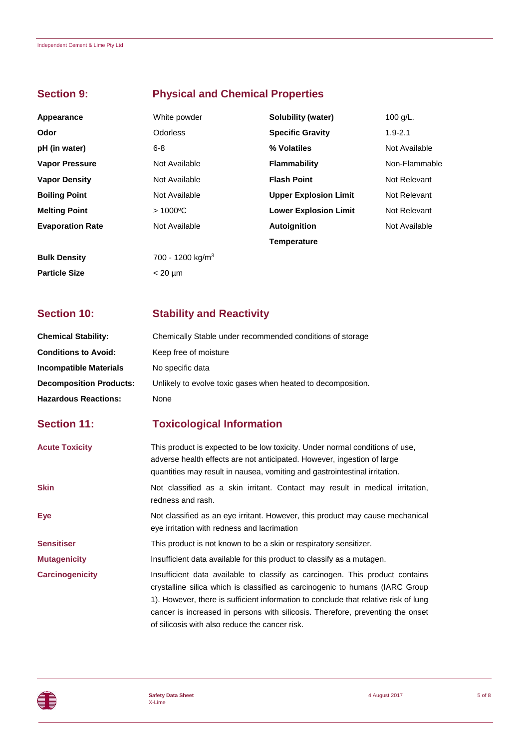## Section 9: Physical and Chemical Properties

| Property | Value | Property | Value |
|---|---|---|---|
| **Appearance** | White powder | **Solubility (water)** | 100 g/L. |
| **Odor** | Odorless | **Specific Gravity** | 1.9-2.1 |
| **pH (in water)** | 6-8 | **% Volatiles** | Not Available |
| **Vapor Pressure** | Not Available | **Flammability** | Non-Flammable |
| **Vapor Density** | Not Available | **Flash Point** | Not Relevant |
| **Boiling Point** | Not Available | **Upper Explosion Limit** | Not Relevant |
| **Melting Point** | > 1000$^{o}$C | **Lower Explosion Limit** | Not Relevant |
| **Evaporation Rate** | Not Available | **Autoignition Temperature** | Not Available |
| **Bulk Density** | 700 - 1200 kg/m$^3$ | | |
| **Particle Size** | < 20 µm | | |

## Section 10: Stability and Reactivity

| | |
|---|---|
| **Chemical Stability:** | Chemically Stable under recommended conditions of storage |
| **Conditions to Avoid:** | Keep free of moisture |
| **Incompatible Materials** | No specific data |
| **Decomposition Products:** | Unlikely to evolve toxic gases when heated to decomposition. |
| **Hazardous Reactions:** | None |

## Section 11: Toxicological Information

**Acute Toxicity**
This product is expected to be low toxicity. Under normal conditions of use, adverse health effects are not anticipated. However, ingestion of large quantities may result in nausea, vomiting and gastrointestinal irritation.

**Skin**
Not classified as a skin irritant. Contact may result in medical irritation, redness and rash.

**Eye**
Not classified as an eye irritant. However, this product may cause mechanical eye irritation with redness and lacrimation

**Sensitiser**
This product is not known to be a skin or respiratory sensitizer.

**Mutagenicity**
Insufficient data available for this product to classify as a mutagen.

**Carcinogenicity**
Insufficient data available to classify as carcinogen. This product contains crystalline silica which is classified as carcinogenic to humans (IARC Group 1). However, there is sufficient information to conclude that relative risk of lung cancer is increased in persons with silicosis. Therefore, preventing the onset of silicosis with also reduce the cancer risk.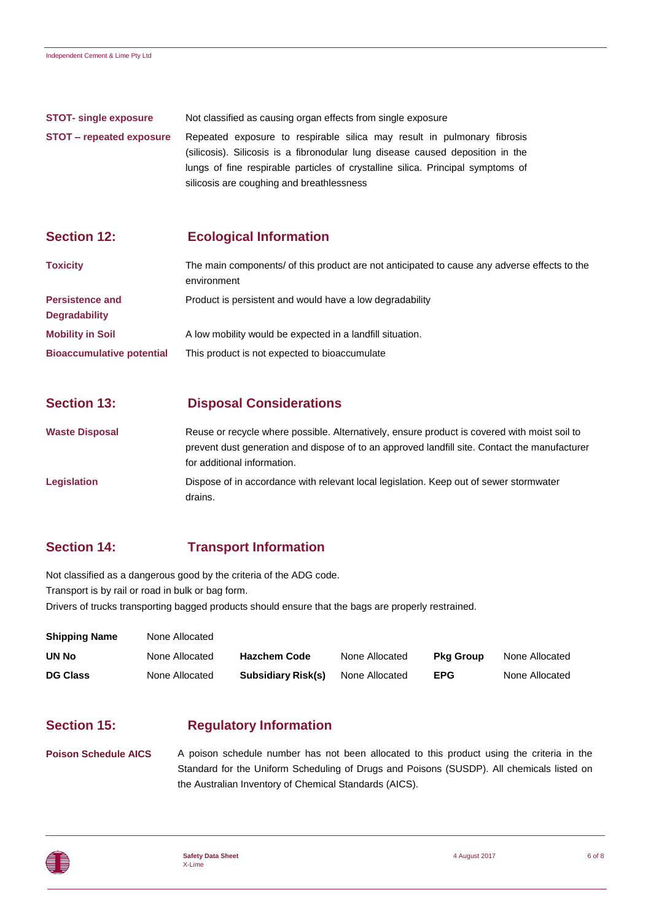| | |
|---|---|
| **STOT- single exposure** | Not classified as causing organ effects from single exposure |
| **STOT – repeated exposure** | Repeated exposure to respirable silica may result in pulmonary fibrosis (silicosis). Silicosis is a fibronodular lung disease caused deposition in the lungs of fine respirable particles of crystalline silica. Principal symptoms of silicosis are coughing and breathlessness |

## Section 12: Ecological Information

| | |
|---|---|
| **Toxicity** | The main components/ of this product are not anticipated to cause any adverse effects to the environment |
| **Persistence and Degradability** | Product is persistent and would have a low degradability |
| **Mobility in Soil** | A low mobility would be expected in a landfill situation. |
| **Bioaccumulative potential** | This product is not expected to bioaccumulate |

## Section 13: Disposal Considerations

| | |
|---|---|
| **Waste Disposal** | Reuse or recycle where possible. Alternatively, ensure product is covered with moist soil to prevent dust generation and dispose of to an approved landfill site. Contact the manufacturer for additional information. |
| **Legislation** | Dispose of in accordance with relevant local legislation. Keep out of sewer stormwater drains. |

## Section 14: Transport Information

Not classified as a dangerous good by the criteria of the ADG code.
Transport is by rail or road in bulk or bag form.
Drivers of trucks transporting bagged products should ensure that the bags are properly restrained.

| | | | | | |
|---|---|---|---|---|---|
| **Shipping Name** | None Allocated | | | | |
| **UN No** | None Allocated | **Hazchem Code** | None Allocated | **Pkg Group** | None Allocated |
| **DG Class** | None Allocated | **Subsidiary Risk(s)** | None Allocated | **EPG** | None Allocated |

## Section 15: Regulatory Information

| | |
|---|---|
| **Poison Schedule AICS** | A poison schedule number has not been allocated to this product using the criteria in the Standard for the Uniform Scheduling of Drugs and Poisons (SUSDP). All chemicals listed on the Australian Inventory of Chemical Standards (AICS). |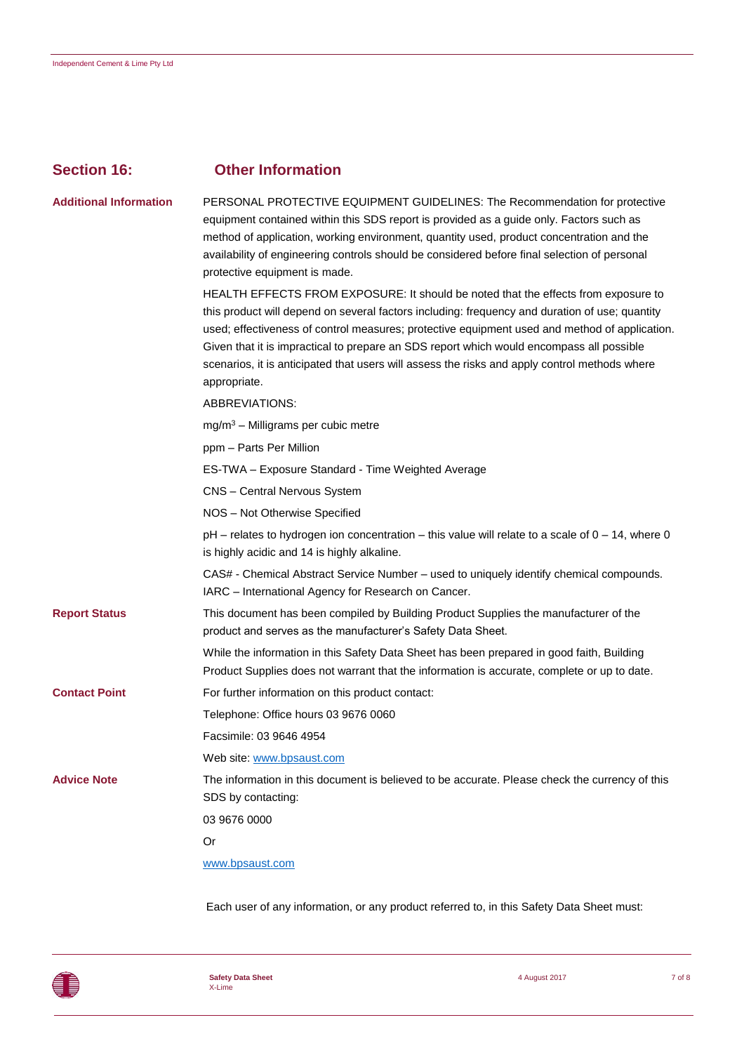## Section 16: Other Information

**Additional Information**

PERSONAL PROTECTIVE EQUIPMENT GUIDELINES: The Recommendation for protective equipment contained within this SDS report is provided as a guide only. Factors such as method of application, working environment, quantity used, product concentration and the availability of engineering controls should be considered before final selection of personal protective equipment is made.

HEALTH EFFECTS FROM EXPOSURE: It should be noted that the effects from exposure to this product will depend on several factors including: frequency and duration of use; quantity used; effectiveness of control measures; protective equipment used and method of application. Given that it is impractical to prepare an SDS report which would encompass all possible scenarios, it is anticipated that users will assess the risks and apply control methods where appropriate.

ABBREVIATIONS:

$mg/m^3$ – Milligrams per cubic metre

ppm – Parts Per Million

ES-TWA – Exposure Standard - Time Weighted Average

CNS – Central Nervous System

NOS – Not Otherwise Specified

pH – relates to hydrogen ion concentration – this value will relate to a scale of 0 – 14, where 0 is highly acidic and 14 is highly alkaline.

CAS# - Chemical Abstract Service Number – used to uniquely identify chemical compounds. IARC – International Agency for Research on Cancer.

**Report Status**

This document has been compiled by Building Product Supplies the manufacturer of the product and serves as the manufacturer's Safety Data Sheet.

While the information in this Safety Data Sheet has been prepared in good faith, Building Product Supplies does not warrant that the information is accurate, complete or up to date.

**Contact Point**

For further information on this product contact:

Telephone: Office hours 03 9676 0060

Facsimile: 03 9646 4954

Web site: www.bpsaust.com

**Advice Note**

The information in this document is believed to be accurate. Please check the currency of this SDS by contacting:

03 9676 0000

Or

www.bpsaust.com

Each user of any information, or any product referred to, in this Safety Data Sheet must: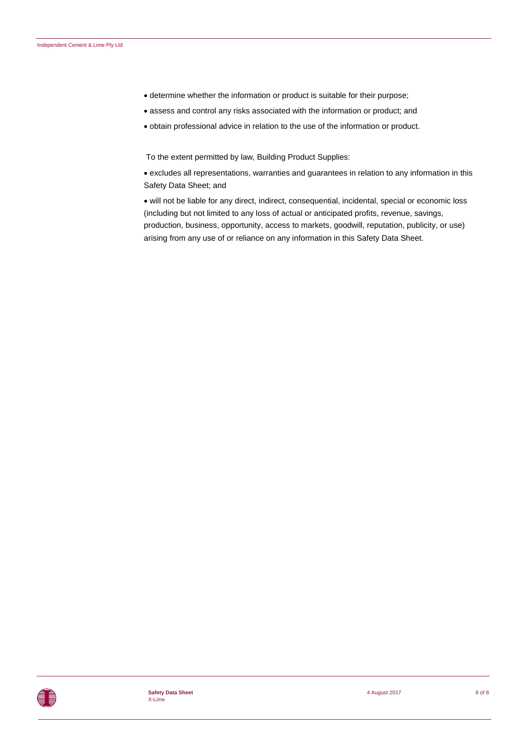- determine whether the information or product is suitable for their purpose;
- assess and control any risks associated with the information or product; and
- obtain professional advice in relation to the use of the information or product.

To the extent permitted by law, Building Product Supplies:

- excludes all representations, warranties and guarantees in relation to any information in this Safety Data Sheet; and
- will not be liable for any direct, indirect, consequential, incidental, special or economic loss (including but not limited to any loss of actual or anticipated profits, revenue, savings, production, business, opportunity, access to markets, goodwill, reputation, publicity, or use) arising from any use of or reliance on any information in this Safety Data Sheet.